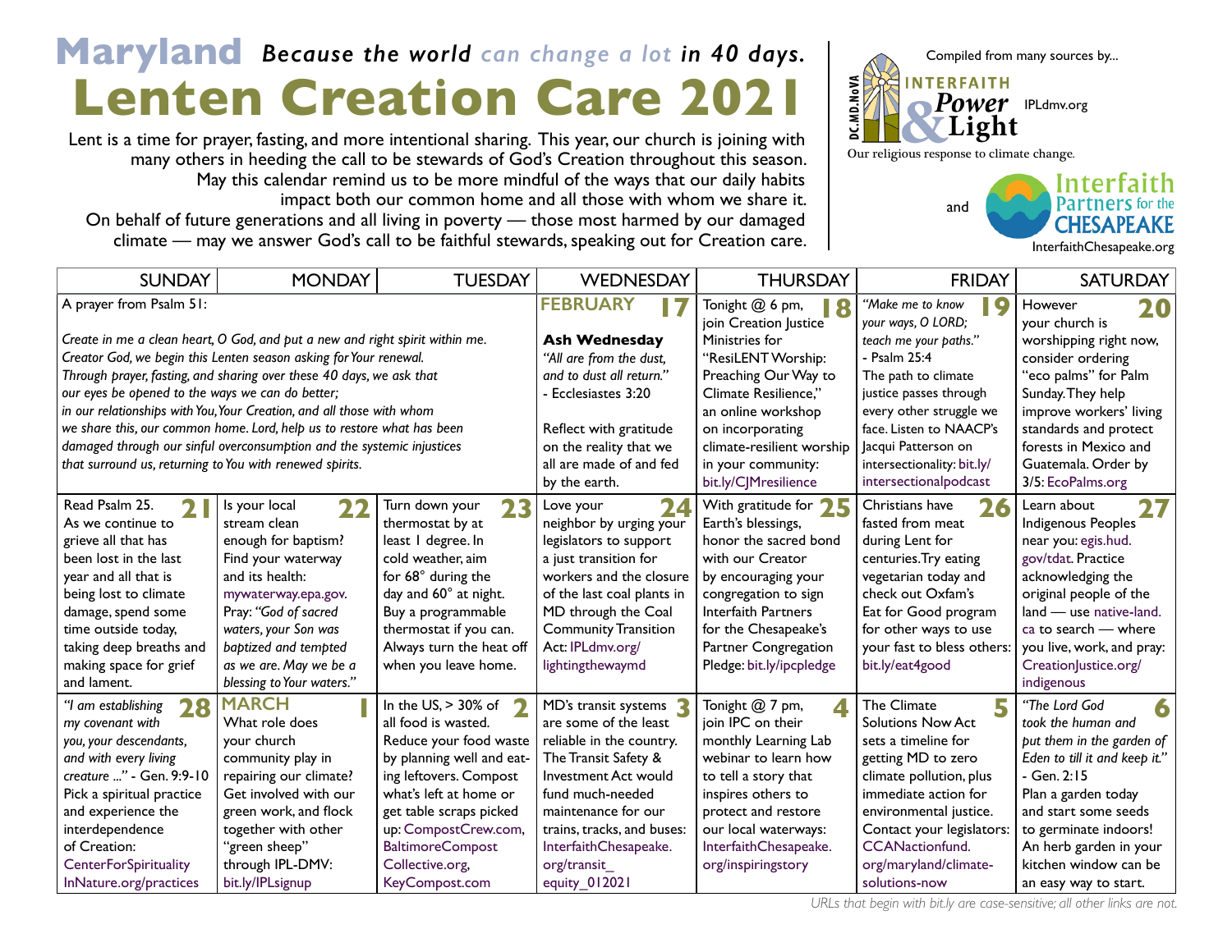# Maryland *Because the world can change a lot in 40 days.*

# Lenten Creation Care 2021

Lent is a time for prayer, fasting, and more intentional sharing. This year, our church is joining with many others in heeding the call to be stewards of God's Creation throughout this season. May this calendar remind us to be more mindful of the ways that our daily habits impact both our common home and all those with whom we share it. On behalf of future generations and all living in poverty — those most harmed by our damaged climate — may we answer God's call to be faithful stewards, speaking out for Creation care.

Compiled from many sources by...

DC.MD.NoVA INTERFAITH Power & Light — IPLdmv.org

Our religious response to climate change.

and Interfaith Partners for the CHESAPEAKE — InterfaithChesapeake.org

| SUNDAY | MONDAY | TUESDAY | WEDNESDAY | THURSDAY | FRIDAY | SATURDAY |
|---|---|---|---|---|---|---|
| A prayer from Psalm 51: *Create in me a clean heart, O God, and put a new and right spirit within me. Creator God, we begin this Lenten season asking for Your renewal. Through prayer, fasting, and sharing over these 40 days, we ask that our eyes be opened to the ways we can do better; in our relationships with You, Your Creation, and all those with whom we share this, our common home. Lord, help us to restore what has been damaged through our sinful overconsumption and the systemic injustices that surround us, returning to You with renewed spirits.* | | | **FEBRUARY 17** **Ash Wednesday** *"All are from the dust, and to dust all return."* - Ecclesiastes 3:20 Reflect with gratitude on the reality that we all are made of and fed by the earth. | **18** Tonight @ 6 pm, join Creation Justice Ministries for "ResiLENT Worship: Preaching Our Way to Climate Resilience," an online workshop on incorporating climate-resilient worship in your community: bit.ly/CJMresilience | **19** *"Make me to know your ways, O LORD; teach me your paths."* - Psalm 25:4 The path to climate justice passes through every other struggle we face. Listen to NAACP's Jacqui Patterson on intersectionality: bit.ly/intersectionalpodcast | **20** However your church is worshipping right now, consider ordering "eco palms" for Palm Sunday. They help improve workers' living standards and protect forests in Mexico and Guatemala. Order by 3/5: EcoPalms.org |
| **21** Read Psalm 25. As we continue to grieve all that has been lost in the last year and all that is being lost to climate damage, spend some time outside today, taking deep breaths and making space for grief and lament. | **22** Is your local stream clean enough for baptism? Find your waterway and its health: mywaterway.epa.gov. Pray: *"God of sacred waters, your Son was baptized and tempted as we are. May we be a blessing to Your waters."* | **23** Turn down your thermostat by at least 1 degree. In cold weather, aim for 68° during the day and 60° at night. Buy a programmable thermostat if you can. Always turn the heat off when you leave home. | **24** Love your neighbor by urging your legislators to support a just transition for workers and the closure of the last coal plants in MD through the Coal Community Transition Act: IPLdmv.org/lightingthewaymd | **25** With gratitude for Earth's blessings, honor the sacred bond with our Creator by encouraging your congregation to sign Interfaith Partners for the Chesapeake's Partner Congregation Pledge: bit.ly/ipcpledge | **26** Christians have fasted from meat during Lent for centuries. Try eating vegetarian today and check out Oxfam's Eat for Good program for other ways to use your fast to bless others: bit.ly/eat4good | **27** Learn about Indigenous Peoples near you: egis.hud.gov/tdat. Practice acknowledging the original people of the land — use native-land.ca to search — where you live, work, and pray: CreationJustice.org/indigenous |
| **28** *"I am establishing my covenant with you, your descendants, and with every living creature ..."* - Gen. 9:9-10 Pick a spiritual practice and experience the interdependence of Creation: CenterForSpirituality InNature.org/practices | **MARCH 1** What role does your church community play in repairing our climate? Get involved with our green work, and flock together with other "green sheep" through IPL-DMV: bit.ly/IPLsignup | **2** In the US, > 30% of all food is wasted. Reduce your food waste by planning well and eating leftovers. Compost what's left at home or get table scraps picked up: CompostCrew.com, BaltimoreCompost Collective.org, KeyCompost.com | **3** MD's transit systems are some of the least reliable in the country. The Transit Safety & Investment Act would fund much-needed maintenance for our trains, tracks, and buses: InterfaithChesapeake.org/transit_equity_012021 | **4** Tonight @ 7 pm, join IPC on their monthly Learning Lab webinar to learn how to tell a story that inspires others to protect and restore our local waterways: InterfaithChesapeake.org/inspiringstory | **5** The Climate Solutions Now Act sets a timeline for getting MD to zero climate pollution, plus immediate action for environmental justice. Contact your legislators: CCANactionfund.org/maryland/climate-solutions-now | **6** *"The Lord God took the human and put them in the garden of Eden to till it and keep it."* - Gen. 2:15 Plan a garden today and start some seeds to germinate indoors! An herb garden in your kitchen window can be an easy way to start. |

*URLs that begin with bit.ly are case-sensitive; all other links are not.*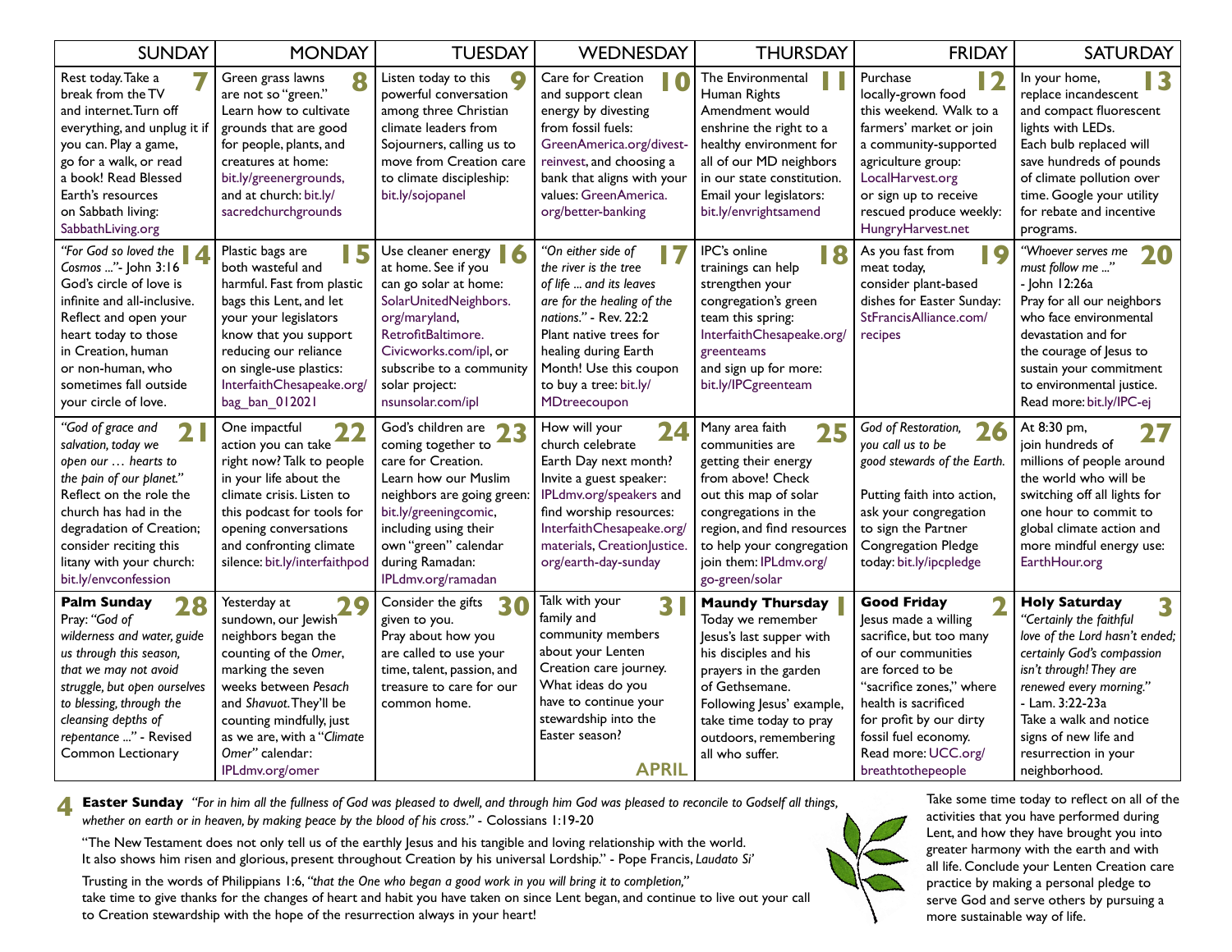| SUNDAY | MONDAY | TUESDAY | WEDNESDAY | THURSDAY | FRIDAY | SATURDAY |
|---|---|---|---|---|---|---|
| **7** Rest today. Take a break from the TV and internet. Turn off everything, and unplug it if you can. Play a game, go for a walk, or read a book! Read Blessed Earth's resources on Sabbath living: SabbathLiving.org | **8** Green grass lawns are not so "green." Learn how to cultivate grounds that are good for people, plants, and creatures at home: bit.ly/greenergrounds, and at church: bit.ly/sacredchurchgrounds | **9** Listen today to this powerful conversation among three Christian climate leaders from Sojourners, calling us to move from Creation care to climate discipleship: bit.ly/sojopanel | **10** Care for Creation and support clean energy by divesting from fossil fuels: GreenAmerica.org/divest-reinvest, and choosing a bank that aligns with your values: GreenAmerica.org/better-banking | **11** The Environmental Human Rights Amendment would enshrine the right to a healthy environment for all of our MD neighbors in our state constitution. Email your legislators: bit.ly/envrightsamend | **12** Purchase locally-grown food this weekend. Walk to a farmers' market or join a community-supported agriculture group: LocalHarvest.org or sign up to receive rescued produce weekly: HungryHarvest.net | **13** In your home, replace incandescent and compact fluorescent lights with LEDs. Each bulb replaced will save hundreds of pounds of climate pollution over time. Google your utility for rebate and incentive programs. |
| **14** *"For God so loved the Cosmos ..."*- John 3:16 God's circle of love is infinite and all-inclusive. Reflect and open your heart today to those in Creation, human or non-human, who sometimes fall outside your circle of love. | **15** Plastic bags are both wasteful and harmful. Fast from plastic bags this Lent, and let your legislators know that you support reducing our reliance on single-use plastics: InterfaithChesapeake.org/bag_ban_012021 | **16** Use cleaner energy at home. See if you can go solar at home: SolarUnitedNeighbors.org/maryland, RetrofitBaltimore.Civicworks.com/ipl, or subscribe to a community solar project: nsunsolar.com/ipl | **17** *"On either side of the river is the tree of life ... and its leaves are for the healing of the nations."* - Rev. 22:2 Plant native trees for healing during Earth Month! Use this coupon to buy a tree: bit.ly/MDtreecoupon | **18** IPC's online trainings can help strengthen your congregation's green team this spring: InterfaithChesapeake.org/greenteams and sign up for more: bit.ly/IPCgreenteam | **19** As you fast from meat today, consider plant-based dishes for Easter Sunday: StFrancisAlliance.com/recipes | **20** *"Whoever serves me must follow me ..."* - John 12:26a Pray for all our neighbors who face environmental devastation and for the courage of Jesus to sustain your commitment to environmental justice. Read more: bit.ly/IPC-ej |
| **21** *"God of grace and salvation, today we open our … hearts to the pain of our planet."* Reflect on the role the church has had in the degradation of Creation; consider reciting this litany with your church: bit.ly/envconfession | **22** One impactful action you can take right now? Talk to people in your life about the climate crisis. Listen to this podcast for tools for opening conversations and confronting climate silence: bit.ly/interfaithpod | **23** God's children are coming together to care for Creation. Learn how our Muslim neighbors are going green: bit.ly/greeningcomic, including using their own "green" calendar during Ramadan: IPLdmv.org/ramadan | **24** How will your church celebrate Earth Day next month? Invite a guest speaker: IPLdmv.org/speakers and find worship resources: InterfaithChesapeake.org/materials, CreationJustice.org/earth-day-sunday | **25** Many area faith communities are getting their energy from above! Check out this map of solar congregations in the region, and find resources to help your congregation join them: IPLdmv.org/go-green/solar | **26** *God of Restoration, you call us to be good stewards of the Earth.* Putting faith into action, ask your congregation to sign the Partner Congregation Pledge today: bit.ly/ipcpledge | **27** At 8:30 pm, join hundreds of millions of people around the world who will be switching off all lights for one hour to commit to global climate action and more mindful energy use: EarthHour.org |
| **28** **Palm Sunday** Pray: *"God of wilderness and water, guide us through this season, that we may not avoid struggle, but open ourselves to blessing, through the cleansing depths of repentance ..."* - Revised Common Lectionary | **29** Yesterday at sundown, our Jewish neighbors began the counting of the *Omer*, marking the seven weeks between *Pesach* and *Shavuot*. They'll be counting mindfully, just as we are, with a "*Climate Omer*" calendar: IPLdmv.org/omer | **30** Consider the gifts given to you. Pray about how you are called to use your time, talent, passion, and treasure to care for our common home. | **31** Talk with your family and community members about your Lenten Creation care journey. What ideas do you have to continue your stewardship into the Easter season? **APRIL** | **1** **Maundy Thursday** Today we remember Jesus' last supper with his disciples and his prayers in the garden of Gethsemane. Following Jesus' example, take time today to pray outdoors, remembering all who suffer. | **2** **Good Friday** Jesus made a willing sacrifice, but too many of our communities are forced to be "sacrifice zones," where health is sacrificed for profit by our dirty fossil fuel economy. Read more: UCC.org/breathtothepeople | **3** **Holy Saturday** *"Certainly the faithful love of the Lord hasn't ended; certainly God's compassion isn't through! They are renewed every morning."* - Lam. 3:22-23a Take a walk and notice signs of new life and resurrection in your neighborhood. |

**4** **Easter Sunday** *"For in him all the fullness of God was pleased to dwell, and through him God was pleased to reconcile to Godself all things, whether on earth or in heaven, by making peace by the blood of his cross."* - Colossians 1:19-20

"The New Testament does not only tell us of the earthly Jesus and his tangible and loving relationship with the world. It also shows him risen and glorious, present throughout Creation by his universal Lordship." - Pope Francis, *Laudato Si'*

Trusting in the words of Philippians 1:6, *"that the One who began a good work in you will bring it to completion,"* take time to give thanks for the changes of heart and habit you have taken on since Lent began, and continue to live out your call to Creation stewardship with the hope of the resurrection always in your heart!

Take some time today to reflect on all of the activities that you have performed during Lent, and how they have brought you into greater harmony with the earth and with all life. Conclude your Lenten Creation care practice by making a personal pledge to serve God and serve others by pursuing a more sustainable way of life.